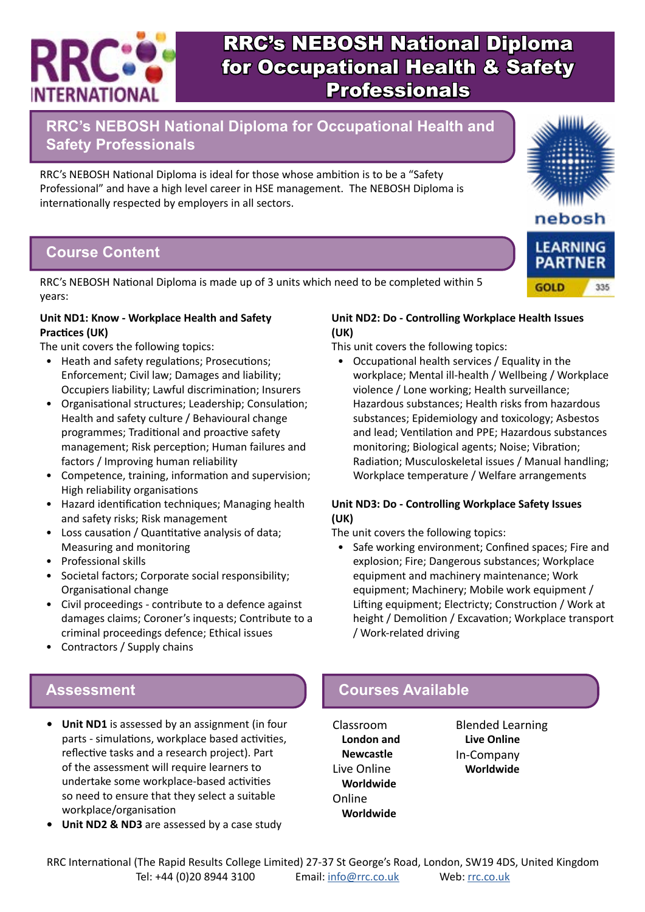# RRC's NEBOSH National Diploma for Occupational Health & Safety Professionals

RRC INTERNATIONAL

## RRC's NEBOSH National Diploma for Occupational Health and Safety Professionals

RRC's NEBOSH National Diploma is ideal for those whose ambition is to be a "Safety Professional" and have a high level career in HSE management. The NEBOSH Diploma is internationally respected by employers in all sectors.

nebosh LEARNING PARTNER GOLD 335

## Course Content

RRC's NEBOSH National Diploma is made up of 3 units which need to be completed within 5 years:

**Unit ND1: Know - Workplace Health and Safety Practices (UK)**

The unit covers the following topics:

- Health and safety regulations; Prosecutions; Enforcement; Civil law; Damages and liability; Occupiers liability; Lawful discrimination; Insurers
- Organisational structures; Leadership; Consulation; Health and safety culture / Behavioural change programmes; Traditional and proactive safety management; Risk perception; Human failures and factors / Improving human reliability
- Competence, training, information and supervision; High reliability organisations
- Hazard identification techniques; Managing health and safety risks; Risk management
- Loss causation / Quantitative analysis of data; Measuring and monitoring
- Professional skills
- Societal factors; Corporate social responsibility; Organisational change
- Civil proceedings - contribute to a defence against damages claims; Coroner's inquests; Contribute to a criminal proceedings defence; Ethical issues
- Contractors / Supply chains

**Unit ND2: Do - Controlling Workplace Health Issues (UK)**

This unit covers the following topics:

- Occupational health services / Equality in the workplace; Mental ill-health / Wellbeing / Workplace violence / Lone working; Health surveillance; Hazardous substances; Health risks from hazardous substances; Epidemiology and toxicology; Asbestos and lead; Ventilation and PPE; Hazardous substances monitoring; Biological agents; Noise; Vibration; Radiation; Musculoskeletal issues / Manual handling; Workplace temperature / Welfare arrangements

**Unit ND3: Do - Controlling Workplace Safety Issues (UK)**

The unit covers the following topics:

- Safe working environment; Confined spaces; Fire and explosion; Fire; Dangerous substances; Workplace equipment and machinery maintenance; Work equipment; Machinery; Mobile work equipment / Lifting equipment; Electricty; Construction / Work at height / Demolition / Excavation; Workplace transport / Work-related driving

## Assessment

- **Unit ND1** is assessed by an assignment (in four parts - simulations, workplace based activities, reflective tasks and a research project). Part of the assessment will require learners to undertake some workplace-based activities so need to ensure that they select a suitable workplace/organisation
- **Unit ND2 & ND3** are assessed by a case study

## Courses Available

Classroom
**London and Newcastle**

Live Online
**Worldwide**

Online
**Worldwide**

Blended Learning
**Live Online**

In-Company
**Worldwide**

RRC International (The Rapid Results College Limited) 27-37 St George's Road, London, SW19 4DS, United Kingdom
Tel: +44 (0)20 8944 3100 Email: info@rrc.co.uk Web: rrc.co.uk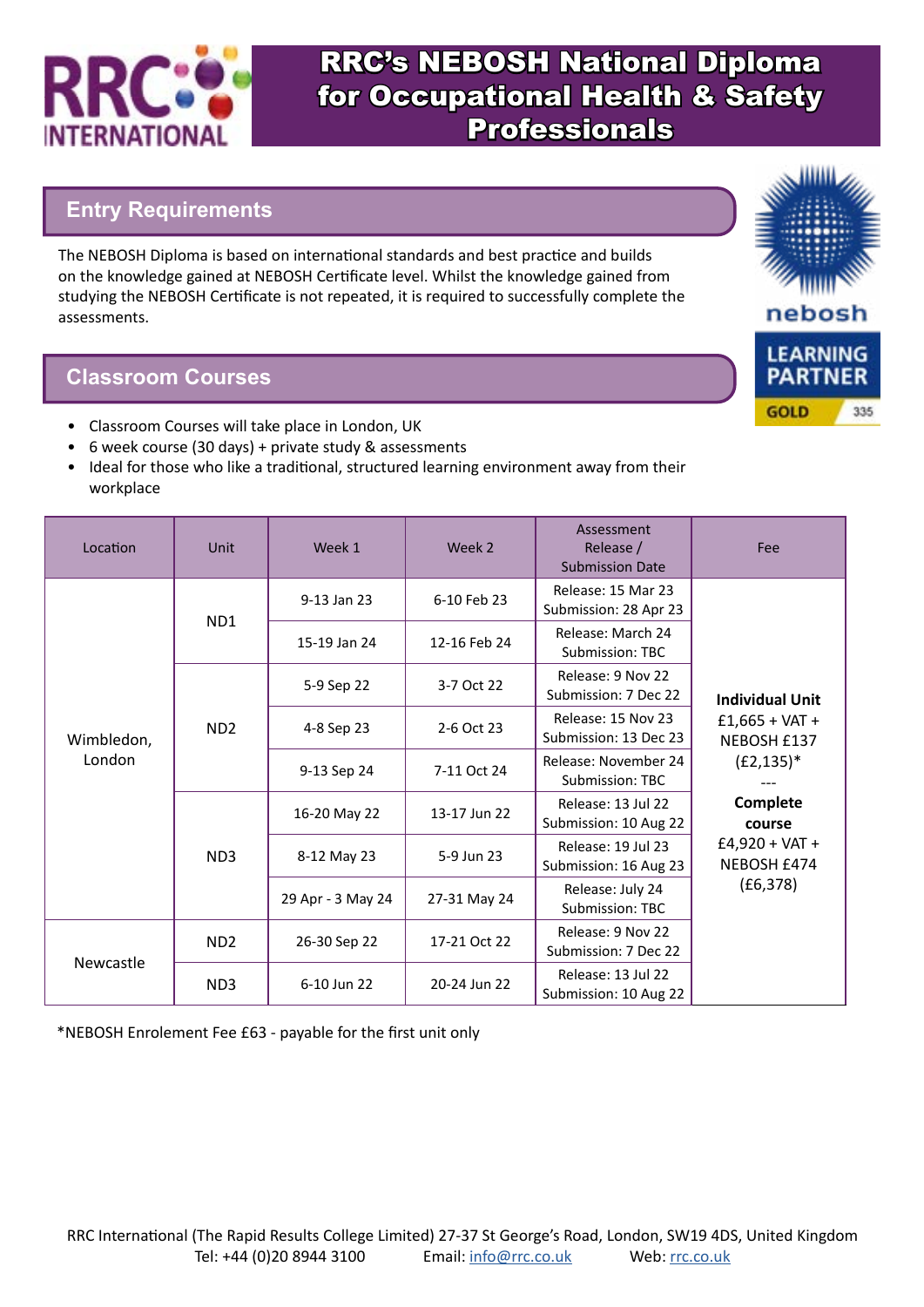# RRC's NEBOSH National Diploma for Occupational Health & Safety Professionals

## Entry Requirements

The NEBOSH Diploma is based on international standards and best practice and builds on the knowledge gained at NEBOSH Certificate level. Whilst the knowledge gained from studying the NEBOSH Certificate is not repeated, it is required to successfully complete the assessments.

## Classroom Courses

- Classroom Courses will take place in London, UK
- 6 week course (30 days) + private study & assessments
- Ideal for those who like a traditional, structured learning environment away from their workplace

| Location | Unit | Week 1 | Week 2 | Assessment Release / Submission Date | Fee |
|---|---|---|---|---|---|
| Wimbledon, London | ND1 | 9-13 Jan 23 | 6-10 Feb 23 | Release: 15 Mar 23 Submission: 28 Apr 23 | **Individual Unit** £1,665 + VAT + NEBOSH £137 (£2,135)* --- **Complete course** £4,920 + VAT + NEBOSH £474 (£6,378) |
| | | 15-19 Jan 24 | 12-16 Feb 24 | Release: March 24 Submission: TBC | |
| | ND2 | 5-9 Sep 22 | 3-7 Oct 22 | Release: 9 Nov 22 Submission: 7 Dec 22 | |
| | | 4-8 Sep 23 | 2-6 Oct 23 | Release: 15 Nov 23 Submission: 13 Dec 23 | |
| | | 9-13 Sep 24 | 7-11 Oct 24 | Release: November 24 Submission: TBC | |
| | ND3 | 16-20 May 22 | 13-17 Jun 22 | Release: 13 Jul 22 Submission: 10 Aug 22 | |
| | | 8-12 May 23 | 5-9 Jun 23 | Release: 19 Jul 23 Submission: 16 Aug 23 | |
| | | 29 Apr - 3 May 24 | 27-31 May 24 | Release: July 24 Submission: TBC | |
| Newcastle | ND2 | 26-30 Sep 22 | 17-21 Oct 22 | Release: 9 Nov 22 Submission: 7 Dec 22 | |
| | ND3 | 6-10 Jun 22 | 20-24 Jun 22 | Release: 13 Jul 22 Submission: 10 Aug 22 | |

*NEBOSH Enrolement Fee £63 - payable for the first unit only

RRC International (The Rapid Results College Limited) 27-37 St George's Road, London, SW19 4DS, United Kingdom
Tel: +44 (0)20 8944 3100 Email: info@rrc.co.uk Web: rrc.co.uk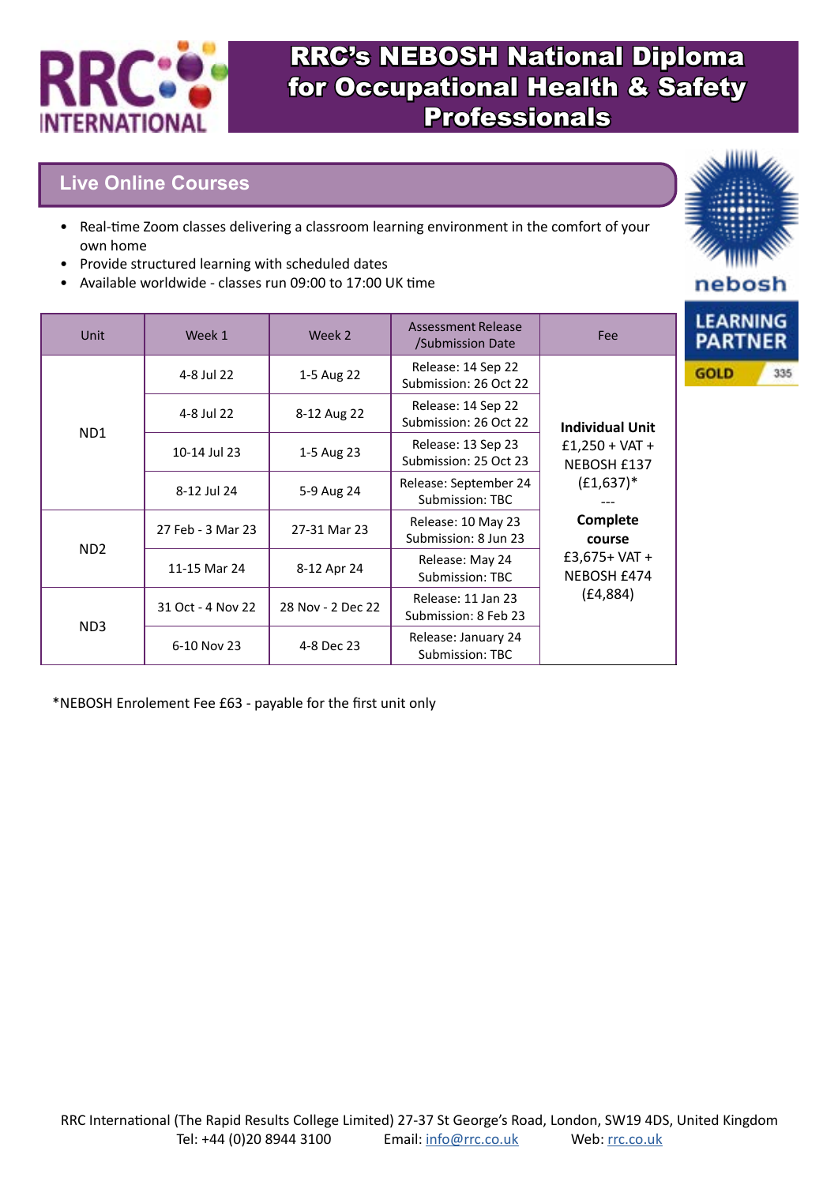# RRC's NEBOSH National Diploma for Occupational Health & Safety Professionals

## Live Online Courses

- Real-time Zoom classes delivering a classroom learning environment in the comfort of your own home
- Provide structured learning with scheduled dates
- Available worldwide - classes run 09:00 to 17:00 UK time

| Unit | Week 1 | Week 2 | Assessment Release /Submission Date | Fee |
|---|---|---|---|---|
| ND1 | 4-8 Jul 22 | 1-5 Aug 22 | Release: 14 Sep 22 Submission: 26 Oct 22 | **Individual Unit** £1,250 + VAT + NEBOSH £137 (£1,637)* --- **Complete course** £3,675+ VAT + NEBOSH £474 (£4,884) |
| | 4-8 Jul 22 | 8-12 Aug 22 | Release: 14 Sep 22 Submission: 26 Oct 22 | |
| | 10-14 Jul 23 | 1-5 Aug 23 | Release: 13 Sep 23 Submission: 25 Oct 23 | |
| | 8-12 Jul 24 | 5-9 Aug 24 | Release: September 24 Submission: TBC | |
| ND2 | 27 Feb - 3 Mar 23 | 27-31 Mar 23 | Release: 10 May 23 Submission: 8 Jun 23 | |
| | 11-15 Mar 24 | 8-12 Apr 24 | Release: May 24 Submission: TBC | |
| ND3 | 31 Oct - 4 Nov 22 | 28 Nov - 2 Dec 22 | Release: 11 Jan 23 Submission: 8 Feb 23 | |
| | 6-10 Nov 23 | 4-8 Dec 23 | Release: January 24 Submission: TBC | |

*NEBOSH Enrolement Fee £63 - payable for the first unit only

RRC International (The Rapid Results College Limited) 27-37 St George's Road, London, SW19 4DS, United Kingdom
Tel: +44 (0)20 8944 3100 Email: info@rrc.co.uk Web: rrc.co.uk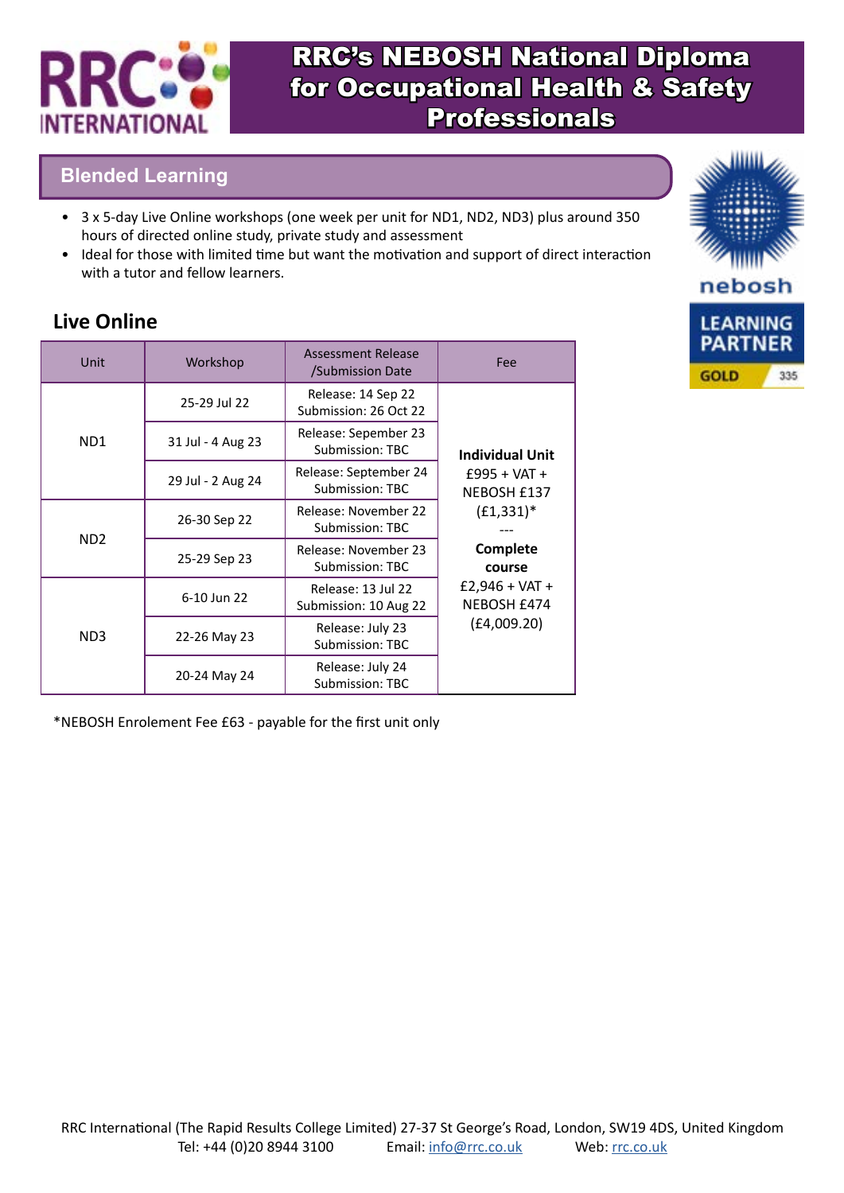# RRC's NEBOSH National Diploma for Occupational Health & Safety Professionals

## Blended Learning

- 3 x 5-day Live Online workshops (one week per unit for ND1, ND2, ND3) plus around 350 hours of directed online study, private study and assessment
- Ideal for those with limited time but want the motivation and support of direct interaction with a tutor and fellow learners.

## Live Online

| Unit | Workshop | Assessment Release /Submission Date | Fee |
|---|---|---|---|
| ND1 | 25-29 Jul 22 | Release: 14 Sep 22 Submission: 26 Oct 22 | **Individual Unit** £995 + VAT + NEBOSH £137 (£1,331)* --- **Complete course** £2,946 + VAT + NEBOSH £474 (£4,009.20) |
| | 31 Jul - 4 Aug 23 | Release: Sepember 23 Submission: TBC | |
| | 29 Jul - 2 Aug 24 | Release: September 24 Submission: TBC | |
| ND2 | 26-30 Sep 22 | Release: November 22 Submission: TBC | |
| | 25-29 Sep 23 | Release: November 23 Submission: TBC | |
| ND3 | 6-10 Jun 22 | Release: 13 Jul 22 Submission: 10 Aug 22 | |
| | 22-26 May 23 | Release: July 23 Submission: TBC | |
| | 20-24 May 24 | Release: July 24 Submission: TBC | |

*NEBOSH Enrolement Fee £63 - payable for the first unit only

RRC International (The Rapid Results College Limited) 27-37 St George's Road, London, SW19 4DS, United Kingdom
Tel: +44 (0)20 8944 3100 Email: info@rrc.co.uk Web: rrc.co.uk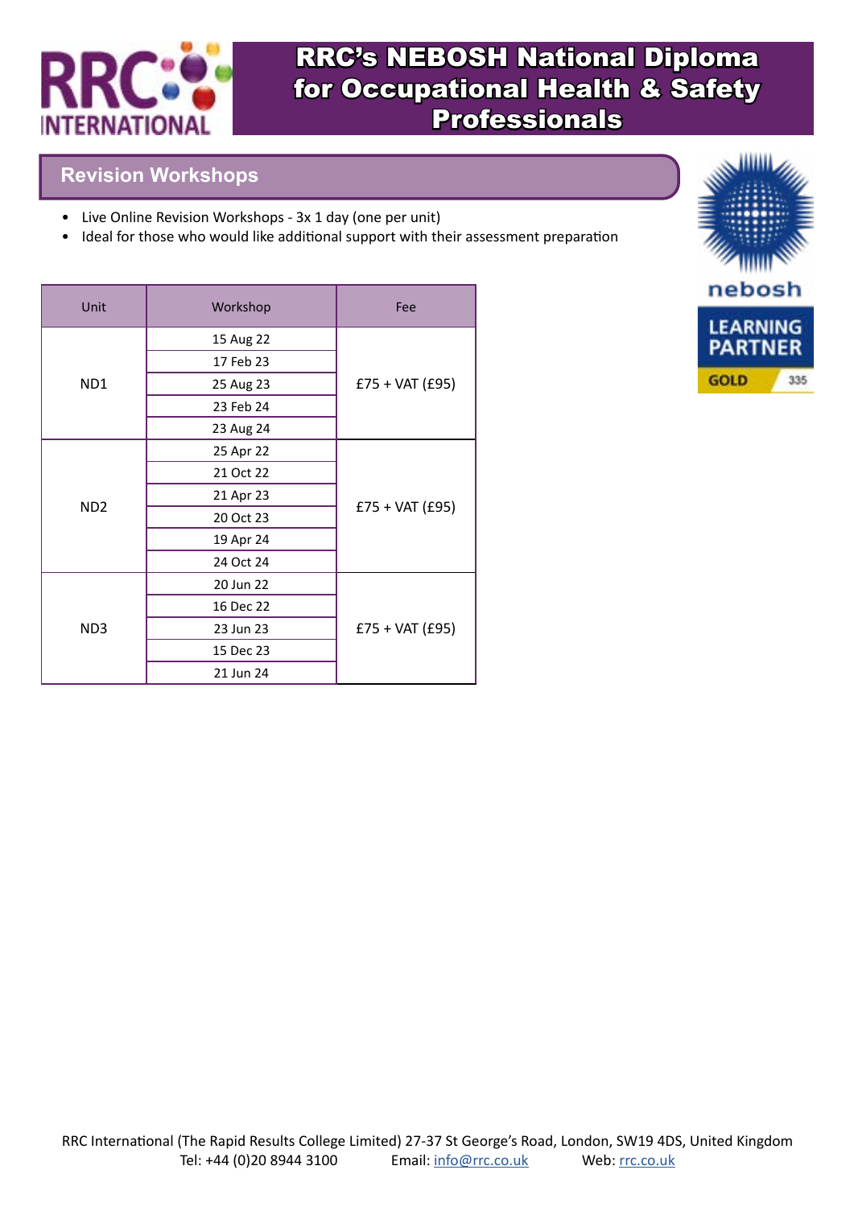# RRC's NEBOSH National Diploma for Occupational Health & Safety Professionals

## Revision Workshops

- Live Online Revision Workshops - 3x 1 day (one per unit)
- Ideal for those who would like additional support with their assessment preparation

| Unit | Workshop | Fee |
|---|---|---|
| ND1 | 15 Aug 22 | £75 + VAT (£95) |
| | 17 Feb 23 | |
| | 25 Aug 23 | |
| | 23 Feb 24 | |
| | 23 Aug 24 | |
| ND2 | 25 Apr 22 | £75 + VAT (£95) |
| | 21 Oct 22 | |
| | 21 Apr 23 | |
| | 20 Oct 23 | |
| | 19 Apr 24 | |
| | 24 Oct 24 | |
| ND3 | 20 Jun 22 | £75 + VAT (£95) |
| | 16 Dec 22 | |
| | 23 Jun 23 | |
| | 15 Dec 23 | |
| | 21 Jun 24 | |

RRC International (The Rapid Results College Limited) 27-37 St George's Road, London, SW19 4DS, United Kingdom
Tel: +44 (0)20 8944 3100 Email: info@rrc.co.uk Web: rrc.co.uk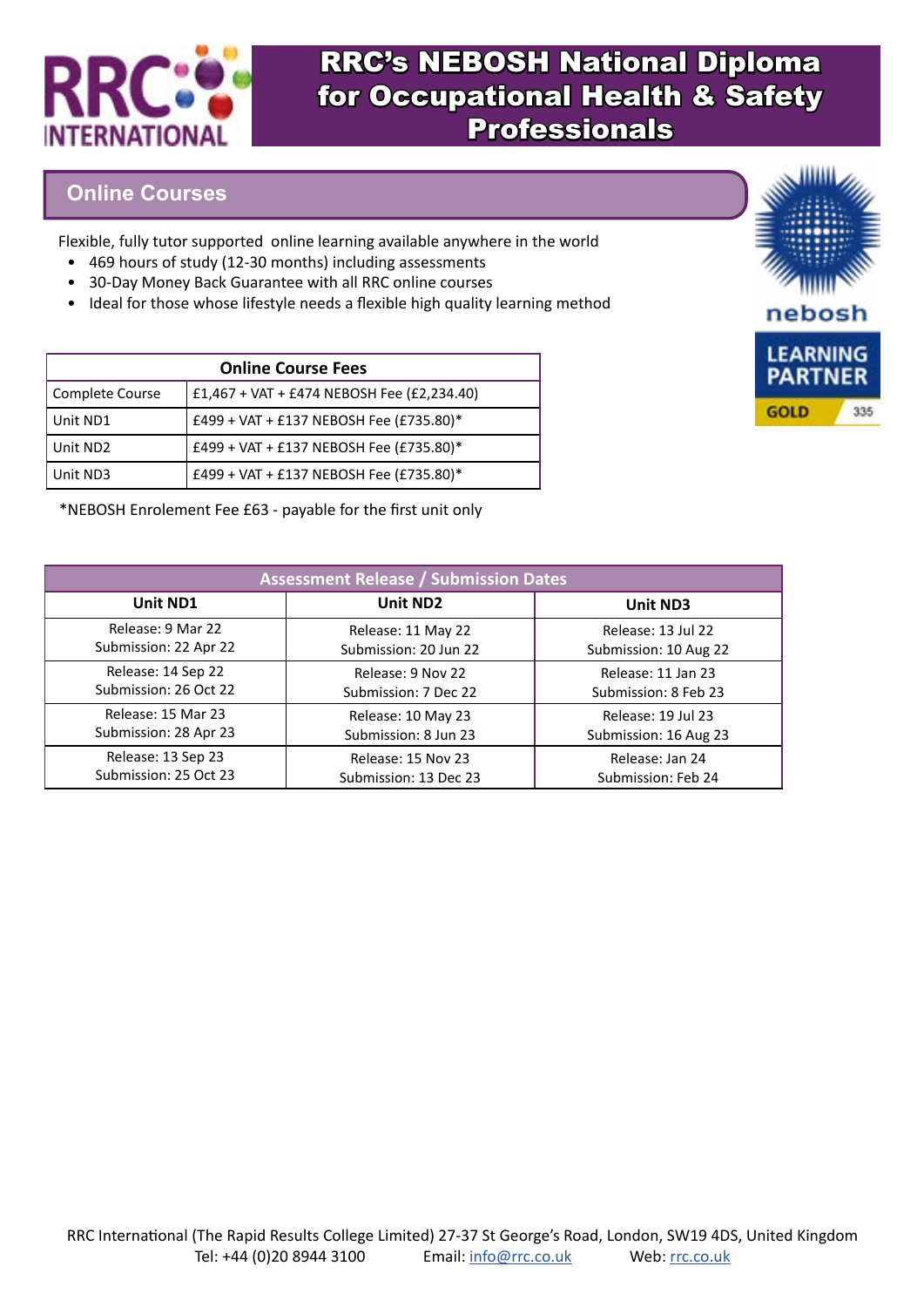# RRC's NEBOSH National Diploma for Occupational Health & Safety Professionals

## Online Courses

Flexible, fully tutor supported online learning available anywhere in the world

- 469 hours of study (12-30 months) including assessments
- 30-Day Money Back Guarantee with all RRC online courses
- Ideal for those whose lifestyle needs a flexible high quality learning method

| Online Course Fees | |
|---|---|
| Complete Course | £1,467 + VAT + £474 NEBOSH Fee (£2,234.40) |
| Unit ND1 | £499 + VAT + £137 NEBOSH Fee (£735.80)* |
| Unit ND2 | £499 + VAT + £137 NEBOSH Fee (£735.80)* |
| Unit ND3 | £499 + VAT + £137 NEBOSH Fee (£735.80)* |

*NEBOSH Enrolement Fee £63 - payable for the first unit only

| Assessment Release / Submission Dates | | |
|---|---|---|
| **Unit ND1** | **Unit ND2** | **Unit ND3** |
| Release: 9 Mar 22<br>Submission: 22 Apr 22 | Release: 11 May 22<br>Submission: 20 Jun 22 | Release: 13 Jul 22<br>Submission: 10 Aug 22 |
| Release: 14 Sep 22<br>Submission: 26 Oct 22 | Release: 9 Nov 22<br>Submission: 7 Dec 22 | Release: 11 Jan 23<br>Submission: 8 Feb 23 |
| Release: 15 Mar 23<br>Submission: 28 Apr 23 | Release: 10 May 23<br>Submission: 8 Jun 23 | Release: 19 Jul 23<br>Submission: 16 Aug 23 |
| Release: 13 Sep 23<br>Submission: 25 Oct 23 | Release: 15 Nov 23<br>Submission: 13 Dec 23 | Release: Jan 24<br>Submission: Feb 24 |

RRC International (The Rapid Results College Limited) 27-37 St George's Road, London, SW19 4DS, United Kingdom
Tel: +44 (0)20 8944 3100 Email: info@rrc.co.uk Web: rrc.co.uk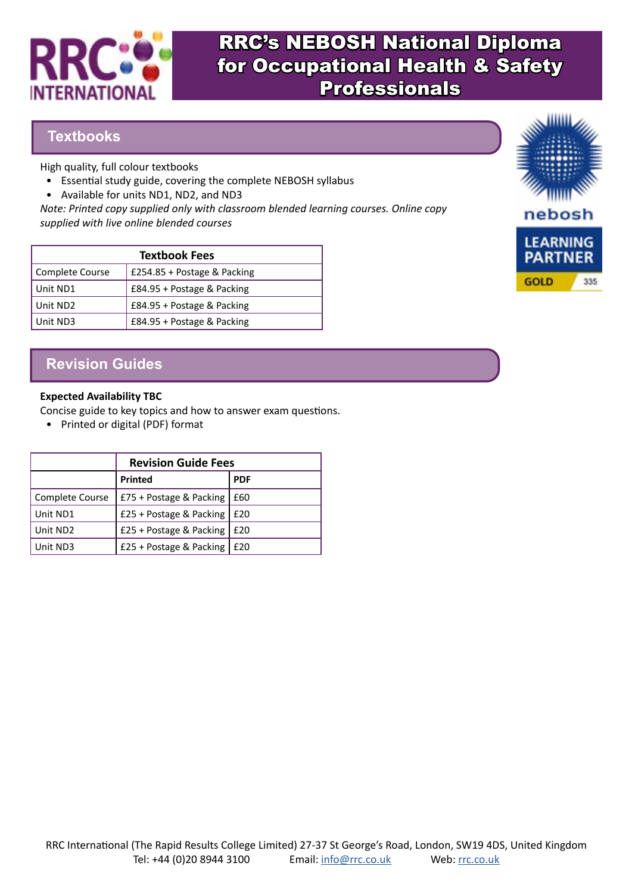# RRC's NEBOSH National Diploma for Occupational Health & Safety Professionals

## Textbooks

High quality, full colour textbooks

- Essential study guide, covering the complete NEBOSH syllabus
- Available for units ND1, ND2, and ND3

*Note: Printed copy supplied only with classroom blended learning courses. Online copy supplied with live online blended courses*

| Textbook Fees | |
|---|---|
| Complete Course | £254.85 + Postage & Packing |
| Unit ND1 | £84.95 + Postage & Packing |
| Unit ND2 | £84.95 + Postage & Packing |
| Unit ND3 | £84.95 + Postage & Packing |

## Revision Guides

**Expected Availability TBC**

Concise guide to key topics and how to answer exam questions.

- Printed or digital (PDF) format

| | Revision Guide Fees | |
|---|---|---|
| | **Printed** | **PDF** |
| Complete Course | £75 + Postage & Packing | £60 |
| Unit ND1 | £25 + Postage & Packing | £20 |
| Unit ND2 | £25 + Postage & Packing | £20 |
| Unit ND3 | £25 + Postage & Packing | £20 |

RRC International (The Rapid Results College Limited) 27-37 St George's Road, London, SW19 4DS, United Kingdom
Tel: +44 (0)20 8944 3100 Email: info@rrc.co.uk Web: rrc.co.uk